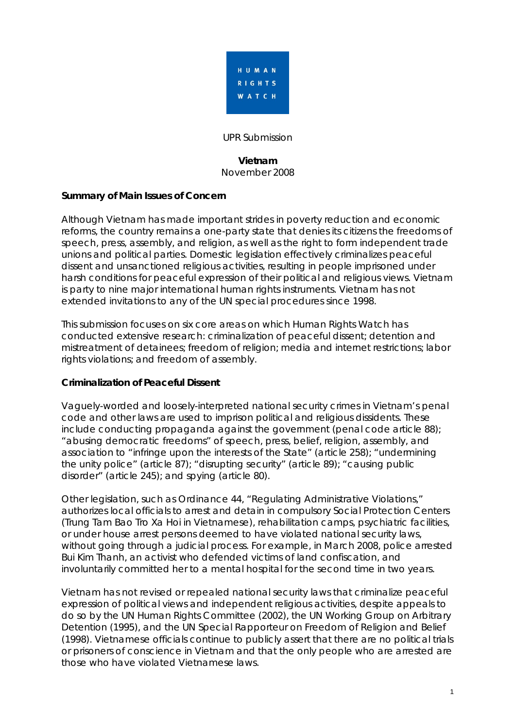HUMAN RIGHTS WATCH

UPR Submission

**Vietnam**
November 2008

**Summary of Main Issues of Concern**

Although Vietnam has made important strides in poverty reduction and economic reforms, the country remains a one-party state that denies its citizens the freedoms of speech, press, assembly, and religion, as well as the right to form independent trade unions and political parties. Domestic legislation effectively criminalizes peaceful dissent and unsanctioned religious activities, resulting in people imprisoned under harsh conditions for peaceful expression of their political and religious views. Vietnam is party to nine major international human rights instruments. Vietnam has not extended invitations to any of the UN special procedures since 1998.

This submission focuses on six core areas on which Human Rights Watch has conducted extensive research: criminalization of peaceful dissent; detention and mistreatment of detainees; freedom of religion; media and internet restrictions; labor rights violations; and freedom of assembly.

**Criminalization of Peaceful Dissent**

Vaguely-worded and loosely-interpreted national security crimes in Vietnam's penal code and other laws are used to imprison political and religious dissidents. These include conducting propaganda against the government (penal code article 88); "abusing democratic freedoms" of speech, press, belief, religion, assembly, and association to "infringe upon the interests of the State" (article 258); "undermining the unity police" (article 87); "disrupting security" (article 89); "causing public disorder" (article 245); and spying (article 80).

Other legislation, such as Ordinance 44, "Regulating Administrative Violations," authorizes local officials to arrest and detain in compulsory Social Protection Centers (*Trung Tam Bao Tro Xa Hoi* in Vietnamese), rehabilitation camps, psychiatric facilities, or under house arrest persons deemed to have violated national security laws, without going through a judicial process. For example, in March 2008, police arrested Bui Kim Thanh, an activist who defended victims of land confiscation, and involuntarily committed her to a mental hospital for the second time in two years.

Vietnam has not revised or repealed national security laws that criminalize peaceful expression of political views and independent religious activities, despite appeals to do so by the UN Human Rights Committee (2002), the UN Working Group on Arbitrary Detention (1995), and the UN Special Rapporteur on Freedom of Religion and Belief (1998). Vietnamese officials continue to publicly assert that there are no political trials or prisoners of conscience in Vietnam and that the only people who are arrested are those who have violated Vietnamese laws.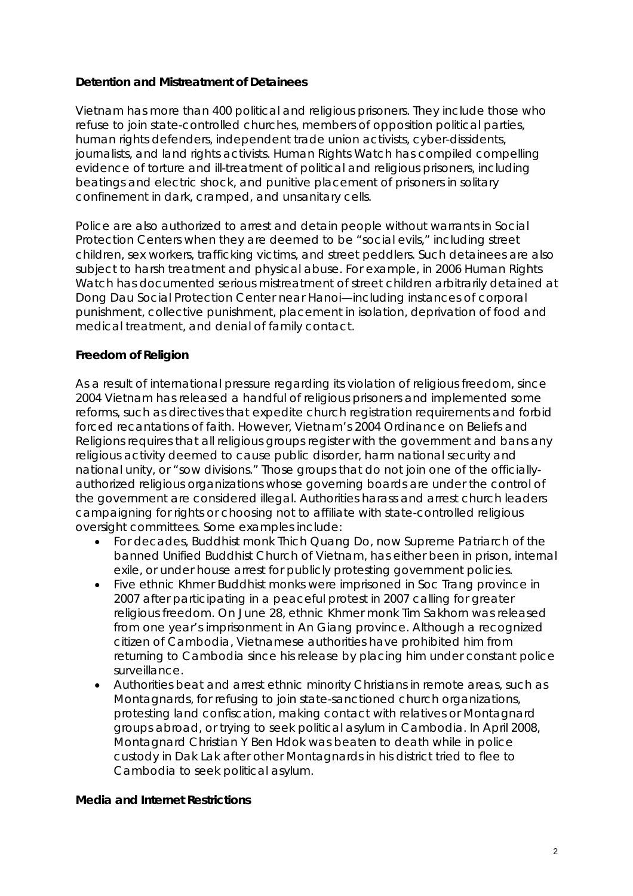**Detention and Mistreatment of Detainees**

Vietnam has more than 400 political and religious prisoners. They include those who refuse to join state-controlled churches, members of opposition political parties, human rights defenders, independent trade union activists, cyber-dissidents, journalists, and land rights activists. Human Rights Watch has compiled compelling evidence of torture and ill-treatment of political and religious prisoners, including beatings and electric shock, and punitive placement of prisoners in solitary confinement in dark, cramped, and unsanitary cells.

Police are also authorized to arrest and detain people without warrants in Social Protection Centers when they are deemed to be "social evils," including street children, sex workers, trafficking victims, and street peddlers. Such detainees are also subject to harsh treatment and physical abuse. For example, in 2006 Human Rights Watch has documented serious mistreatment of street children arbitrarily detained at Dong Dau Social Protection Center near Hanoi—including instances of corporal punishment, collective punishment, placement in isolation, deprivation of food and medical treatment, and denial of family contact.

**Freedom of Religion**

As a result of international pressure regarding its violation of religious freedom, since 2004 Vietnam has released a handful of religious prisoners and implemented some reforms, such as directives that expedite church registration requirements and forbid forced recantations of faith. However, Vietnam's 2004 Ordinance on Beliefs and Religions requires that all religious groups register with the government and bans any religious activity deemed to cause public disorder, harm national security and national unity, or "sow divisions." Those groups that do not join one of the officially-authorized religious organizations whose governing boards are under the control of the government are considered illegal. Authorities harass and arrest church leaders campaigning for rights or choosing not to affiliate with state-controlled religious oversight committees. Some examples include:

- For decades, Buddhist monk Thich Quang Do, now Supreme Patriarch of the banned Unified Buddhist Church of Vietnam, has either been in prison, internal exile, or under house arrest for publicly protesting government policies.
- Five ethnic Khmer Buddhist monks were imprisoned in Soc Trang province in 2007 after participating in a peaceful protest in 2007 calling for greater religious freedom. On June 28, ethnic Khmer monk Tim Sakhorn was released from one year's imprisonment in An Giang province. Although a recognized citizen of Cambodia, Vietnamese authorities have prohibited him from returning to Cambodia since his release by placing him under constant police surveillance.
- Authorities beat and arrest ethnic minority Christians in remote areas, such as Montagnards, for refusing to join state-sanctioned church organizations, protesting land confiscation, making contact with relatives or Montagnard groups abroad, or trying to seek political asylum in Cambodia. In April 2008, Montagnard Christian Y Ben Hdok was beaten to death while in police custody in Dak Lak after other Montagnards in his district tried to flee to Cambodia to seek political asylum.

**Media and Internet Restrictions**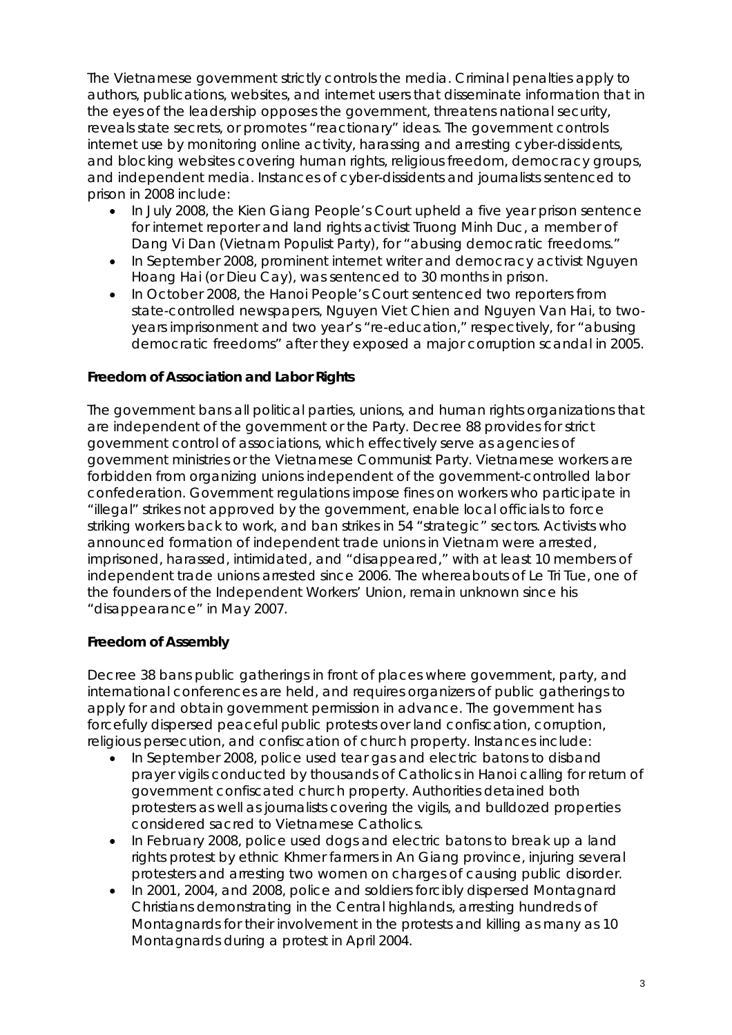The Vietnamese government strictly controls the media. Criminal penalties apply to authors, publications, websites, and internet users that disseminate information that in the eyes of the leadership opposes the government, threatens national security, reveals state secrets, or promotes "reactionary" ideas. The government controls internet use by monitoring online activity, harassing and arresting cyber-dissidents, and blocking websites covering human rights, religious freedom, democracy groups, and independent media. Instances of cyber-dissidents and journalists sentenced to prison in 2008 include:

- In July 2008, the Kien Giang People's Court upheld a five year prison sentence for internet reporter and land rights activist Truong Minh Duc, a member of Dang Vi Dan (Vietnam Populist Party), for "abusing democratic freedoms."
- In September 2008, prominent internet writer and democracy activist Nguyen Hoang Hai (or Dieu Cay), was sentenced to 30 months in prison.
- In October 2008, the Hanoi People's Court sentenced two reporters from state-controlled newspapers, Nguyen Viet Chien and Nguyen Van Hai, to two-years imprisonment and two year's "re-education," respectively, for "abusing democratic freedoms" after they exposed a major corruption scandal in 2005.

**Freedom of Association and Labor Rights**

The government bans all political parties, unions, and human rights organizations that are independent of the government or the Party. Decree 88 provides for strict government control of associations, which effectively serve as agencies of government ministries or the Vietnamese Communist Party. Vietnamese workers are forbidden from organizing unions independent of the government-controlled labor confederation. Government regulations impose fines on workers who participate in "illegal" strikes not approved by the government, enable local officials to force striking workers back to work, and ban strikes in 54 "strategic" sectors. Activists who announced formation of independent trade unions in Vietnam were arrested, imprisoned, harassed, intimidated, and "disappeared," with at least 10 members of independent trade unions arrested since 2006. The whereabouts of Le Tri Tue, one of the founders of the Independent Workers' Union, remain unknown since his "disappearance" in May 2007.

**Freedom of Assembly**

Decree 38 bans public gatherings in front of places where government, party, and international conferences are held, and requires organizers of public gatherings to apply for and obtain government permission in advance. The government has forcefully dispersed peaceful public protests over land confiscation, corruption, religious persecution, and confiscation of church property. Instances include:

- In September 2008, police used tear gas and electric batons to disband prayer vigils conducted by thousands of Catholics in Hanoi calling for return of government confiscated church property. Authorities detained both protesters as well as journalists covering the vigils, and bulldozed properties considered sacred to Vietnamese Catholics.
- In February 2008, police used dogs and electric batons to break up a land rights protest by ethnic Khmer farmers in An Giang province, injuring several protesters and arresting two women on charges of causing public disorder.
- In 2001, 2004, and 2008, police and soldiers forcibly dispersed Montagnard Christians demonstrating in the Central highlands, arresting hundreds of Montagnards for their involvement in the protests and killing as many as 10 Montagnards during a protest in April 2004.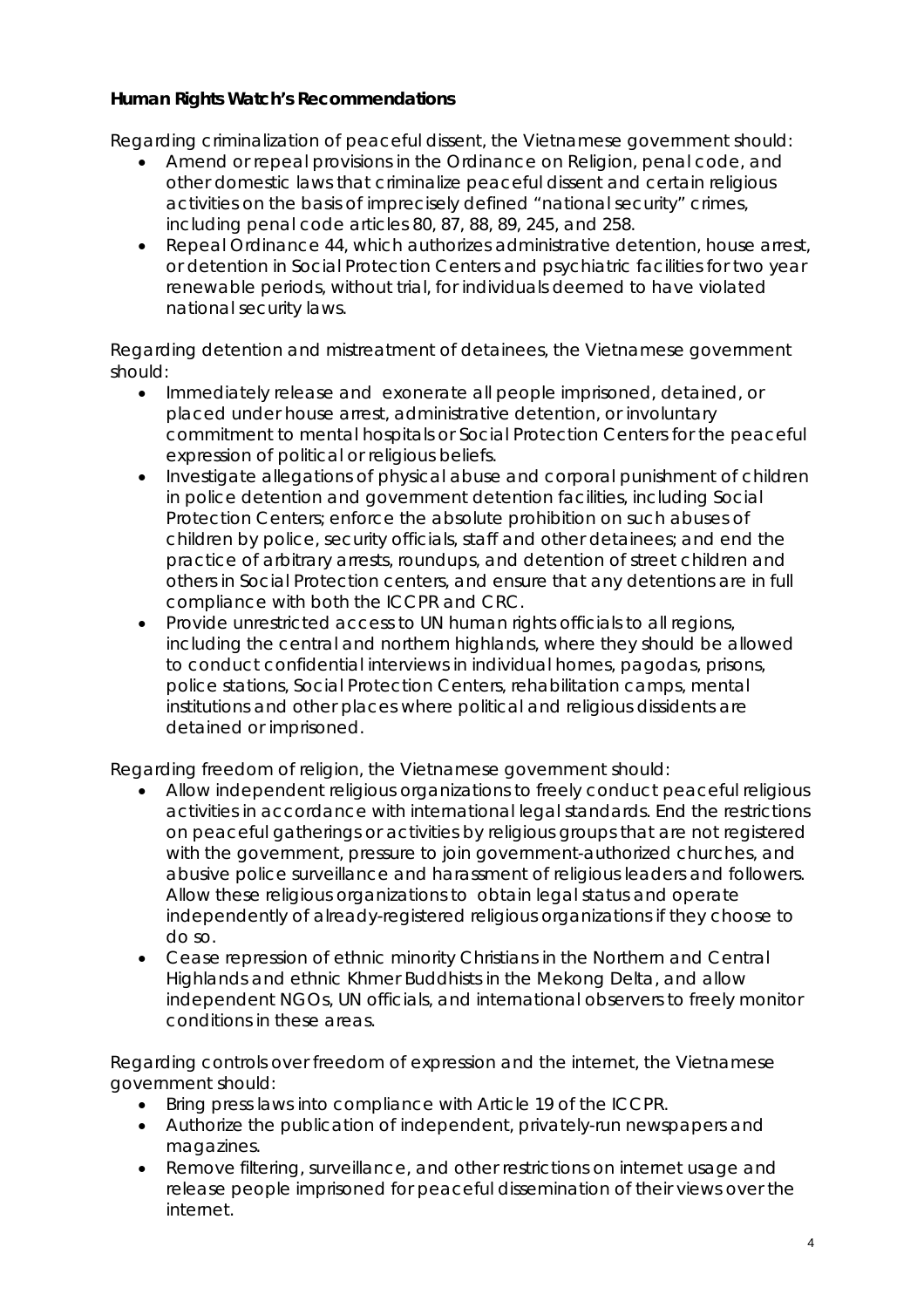**Human Rights Watch's Recommendations**

Regarding criminalization of peaceful dissent, the Vietnamese government should:

- Amend or repeal provisions in the Ordinance on Religion, penal code, and other domestic laws that criminalize peaceful dissent and certain religious activities on the basis of imprecisely defined "national security" crimes, including penal code articles 80, 87, 88, 89, 245, and 258.
- Repeal Ordinance 44, which authorizes administrative detention, house arrest, or detention in Social Protection Centers and psychiatric facilities for two year renewable periods, without trial, for individuals deemed to have violated national security laws.

Regarding detention and mistreatment of detainees, the Vietnamese government should:

- Immediately release and exonerate all people imprisoned, detained, or placed under house arrest, administrative detention, or involuntary commitment to mental hospitals or Social Protection Centers for the peaceful expression of political or religious beliefs.
- Investigate allegations of physical abuse and corporal punishment of children in police detention and government detention facilities, including Social Protection Centers; enforce the absolute prohibition on such abuses of children by police, security officials, staff and other detainees; and end the practice of arbitrary arrests, roundups, and detention of street children and others in Social Protection centers, and ensure that any detentions are in full compliance with both the ICCPR and CRC.
- Provide unrestricted access to UN human rights officials to all regions, including the central and northern highlands, where they should be allowed to conduct confidential interviews in individual homes, pagodas, prisons, police stations, Social Protection Centers, rehabilitation camps, mental institutions and other places where political and religious dissidents are detained or imprisoned.

Regarding freedom of religion, the Vietnamese government should:

- Allow independent religious organizations to freely conduct peaceful religious activities in accordance with international legal standards. End the restrictions on peaceful gatherings or activities by religious groups that are not registered with the government, pressure to join government-authorized churches, and abusive police surveillance and harassment of religious leaders and followers. Allow these religious organizations to obtain legal status and operate independently of already-registered religious organizations if they choose to do so.
- Cease repression of ethnic minority Christians in the Northern and Central Highlands and ethnic Khmer Buddhists in the Mekong Delta, and allow independent NGOs, UN officials, and international observers to freely monitor conditions in these areas.

Regarding controls over freedom of expression and the internet, the Vietnamese government should:

- Bring press laws into compliance with Article 19 of the ICCPR.
- Authorize the publication of independent, privately-run newspapers and magazines.
- Remove filtering, surveillance, and other restrictions on internet usage and release people imprisoned for peaceful dissemination of their views over the internet.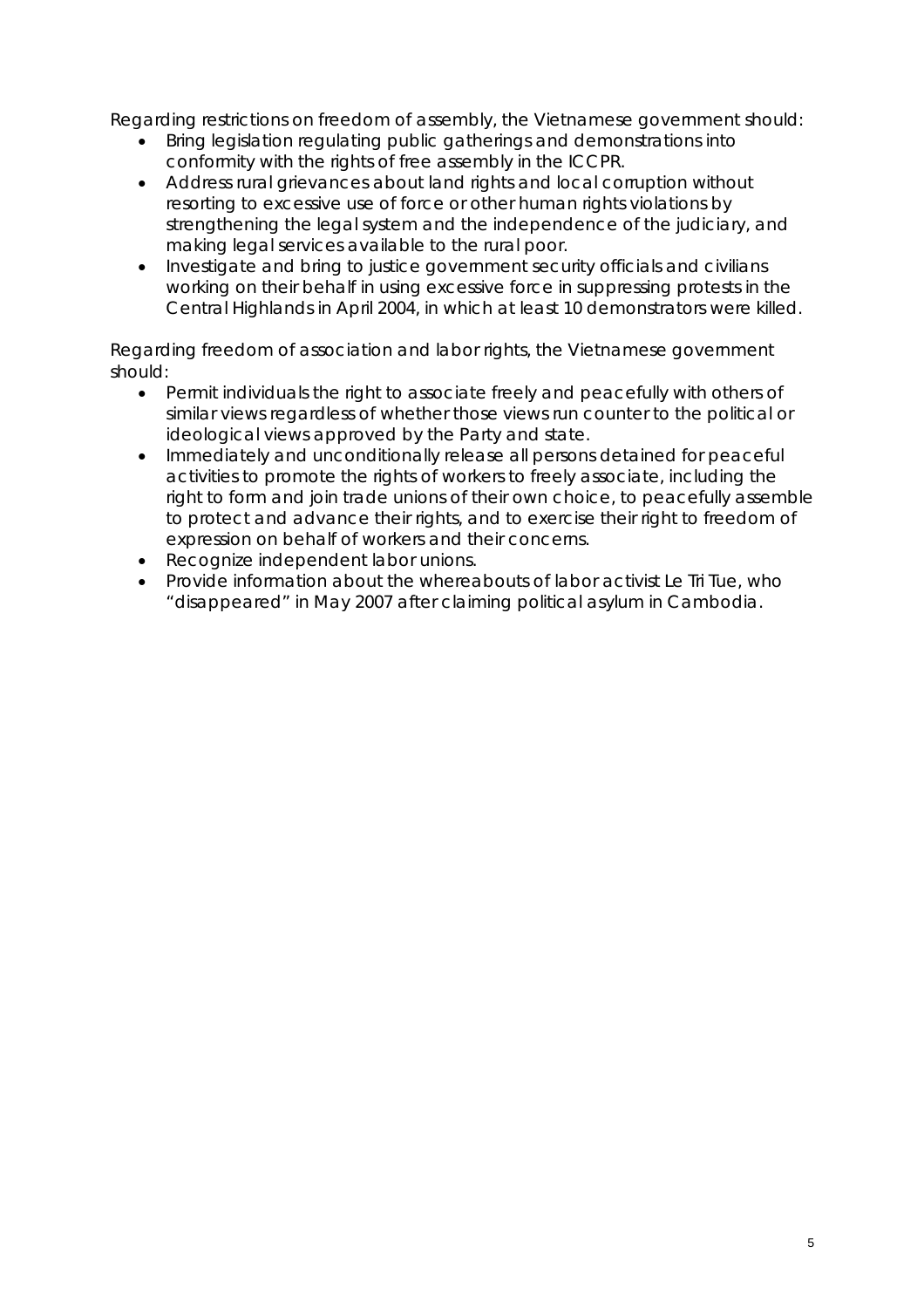Regarding restrictions on freedom of assembly, the Vietnamese government should:

- Bring legislation regulating public gatherings and demonstrations into conformity with the rights of free assembly in the ICCPR.
- Address rural grievances about land rights and local corruption without resorting to excessive use of force or other human rights violations by strengthening the legal system and the independence of the judiciary, and making legal services available to the rural poor.
- Investigate and bring to justice government security officials and civilians working on their behalf in using excessive force in suppressing protests in the Central Highlands in April 2004, in which at least 10 demonstrators were killed.

Regarding freedom of association and labor rights, the Vietnamese government should:

- Permit individuals the right to associate freely and peacefully with others of similar views regardless of whether those views run counter to the political or ideological views approved by the Party and state.
- Immediately and unconditionally release all persons detained for peaceful activities to promote the rights of workers to freely associate, including the right to form and join trade unions of their own choice, to peacefully assemble to protect and advance their rights, and to exercise their right to freedom of expression on behalf of workers and their concerns.
- Recognize independent labor unions.
- Provide information about the whereabouts of labor activist Le Tri Tue, who "disappeared" in May 2007 after claiming political asylum in Cambodia.